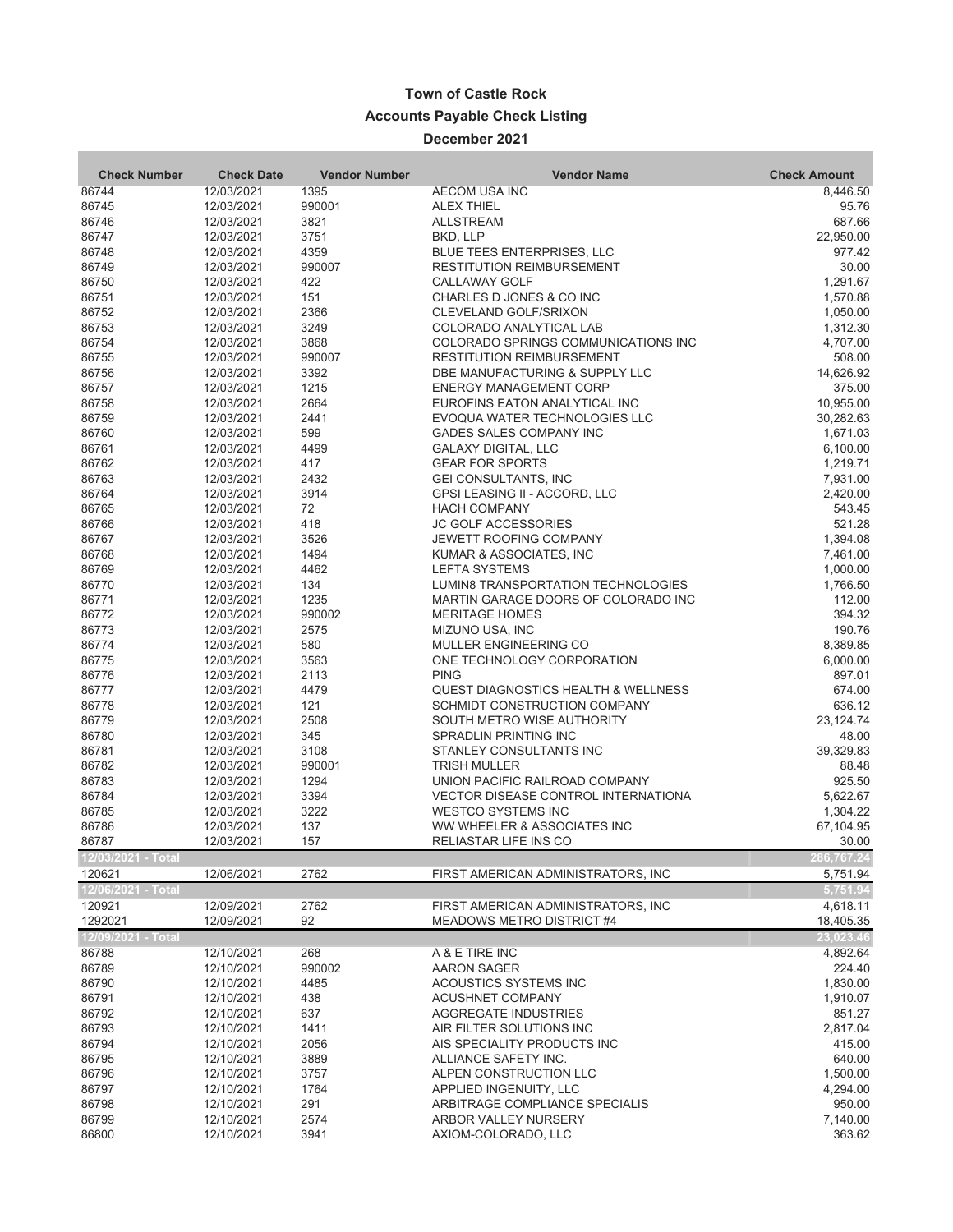# Town of Castle Rock

## Accounts Payable Check Listing

### December 2021

| Check Number | Check Date | Vendor Number | Vendor Name | Check Amount |
|---|---|---|---|---|
| 86744 | 12/03/2021 | 1395 | AECOM USA INC | 8,446.50 |
| 86745 | 12/03/2021 | 990001 | ALEX THIEL | 95.76 |
| 86746 | 12/03/2021 | 3821 | ALLSTREAM | 687.66 |
| 86747 | 12/03/2021 | 3751 | BKD, LLP | 22,950.00 |
| 86748 | 12/03/2021 | 4359 | BLUE TEES ENTERPRISES, LLC | 977.42 |
| 86749 | 12/03/2021 | 990007 | RESTITUTION REIMBURSEMENT | 30.00 |
| 86750 | 12/03/2021 | 422 | CALLAWAY GOLF | 1,291.67 |
| 86751 | 12/03/2021 | 151 | CHARLES D JONES & CO INC | 1,570.88 |
| 86752 | 12/03/2021 | 2366 | CLEVELAND GOLF/SRIXON | 1,050.00 |
| 86753 | 12/03/2021 | 3249 | COLORADO ANALYTICAL LAB | 1,312.30 |
| 86754 | 12/03/2021 | 3868 | COLORADO SPRINGS COMMUNICATIONS INC | 4,707.00 |
| 86755 | 12/03/2021 | 990007 | RESTITUTION REIMBURSEMENT | 508.00 |
| 86756 | 12/03/2021 | 3392 | DBE MANUFACTURING & SUPPLY LLC | 14,626.92 |
| 86757 | 12/03/2021 | 1215 | ENERGY MANAGEMENT CORP | 375.00 |
| 86758 | 12/03/2021 | 2664 | EUROFINS EATON ANALYTICAL INC | 10,955.00 |
| 86759 | 12/03/2021 | 2441 | EVOQUA WATER TECHNOLOGIES LLC | 30,282.63 |
| 86760 | 12/03/2021 | 599 | GADES SALES COMPANY INC | 1,671.03 |
| 86761 | 12/03/2021 | 4499 | GALAXY DIGITAL, LLC | 6,100.00 |
| 86762 | 12/03/2021 | 417 | GEAR FOR SPORTS | 1,219.71 |
| 86763 | 12/03/2021 | 2432 | GEI CONSULTANTS, INC | 7,931.00 |
| 86764 | 12/03/2021 | 3914 | GPSI LEASING II - ACCORD, LLC | 2,420.00 |
| 86765 | 12/03/2021 | 72 | HACH COMPANY | 543.45 |
| 86766 | 12/03/2021 | 418 | JC GOLF ACCESSORIES | 521.28 |
| 86767 | 12/03/2021 | 3526 | JEWETT ROOFING COMPANY | 1,394.08 |
| 86768 | 12/03/2021 | 1494 | KUMAR & ASSOCIATES, INC | 7,461.00 |
| 86769 | 12/03/2021 | 4462 | LEFTA SYSTEMS | 1,000.00 |
| 86770 | 12/03/2021 | 134 | LUMIN8 TRANSPORTATION TECHNOLOGIES | 1,766.50 |
| 86771 | 12/03/2021 | 1235 | MARTIN GARAGE DOORS OF COLORADO INC | 112.00 |
| 86772 | 12/03/2021 | 990002 | MERITAGE HOMES | 394.32 |
| 86773 | 12/03/2021 | 2575 | MIZUNO USA, INC | 190.76 |
| 86774 | 12/03/2021 | 580 | MULLER ENGINEERING CO | 8,389.85 |
| 86775 | 12/03/2021 | 3563 | ONE TECHNOLOGY CORPORATION | 6,000.00 |
| 86776 | 12/03/2021 | 2113 | PING | 897.01 |
| 86777 | 12/03/2021 | 4479 | QUEST DIAGNOSTICS HEALTH & WELLNESS | 674.00 |
| 86778 | 12/03/2021 | 121 | SCHMIDT CONSTRUCTION COMPANY | 636.12 |
| 86779 | 12/03/2021 | 2508 | SOUTH METRO WISE AUTHORITY | 23,124.74 |
| 86780 | 12/03/2021 | 345 | SPRADLIN PRINTING INC | 48.00 |
| 86781 | 12/03/2021 | 3108 | STANLEY CONSULTANTS INC | 39,329.83 |
| 86782 | 12/03/2021 | 990001 | TRISH MULLER | 88.48 |
| 86783 | 12/03/2021 | 1294 | UNION PACIFIC RAILROAD COMPANY | 925.50 |
| 86784 | 12/03/2021 | 3394 | VECTOR DISEASE CONTROL INTERNATIONA | 5,622.67 |
| 86785 | 12/03/2021 | 3222 | WESTCO SYSTEMS INC | 1,304.22 |
| 86786 | 12/03/2021 | 137 | WW WHEELER & ASSOCIATES INC | 67,104.95 |
| 86787 | 12/03/2021 | 157 | RELIASTAR LIFE INS CO | 30.00 |
| **12/03/2021 - Total** | | | | **286,767.24** |
| 120621 | 12/06/2021 | 2762 | FIRST AMERICAN ADMINISTRATORS, INC | 5,751.94 |
| **12/06/2021 - Total** | | | | **5,751.94** |
| 120921 | 12/09/2021 | 2762 | FIRST AMERICAN ADMINISTRATORS, INC | 4,618.11 |
| 1292021 | 12/09/2021 | 92 | MEADOWS METRO DISTRICT #4 | 18,405.35 |
| **12/09/2021 - Total** | | | | **23,023.46** |
| 86788 | 12/10/2021 | 268 | A & E TIRE INC | 4,892.64 |
| 86789 | 12/10/2021 | 990002 | AARON SAGER | 224.40 |
| 86790 | 12/10/2021 | 4485 | ACOUSTICS SYSTEMS INC | 1,830.00 |
| 86791 | 12/10/2021 | 438 | ACUSHNET COMPANY | 1,910.07 |
| 86792 | 12/10/2021 | 637 | AGGREGATE INDUSTRIES | 851.27 |
| 86793 | 12/10/2021 | 1411 | AIR FILTER SOLUTIONS INC | 2,817.04 |
| 86794 | 12/10/2021 | 2056 | AIS SPECIALITY PRODUCTS INC | 415.00 |
| 86795 | 12/10/2021 | 3889 | ALLIANCE SAFETY INC. | 640.00 |
| 86796 | 12/10/2021 | 3757 | ALPEN CONSTRUCTION LLC | 1,500.00 |
| 86797 | 12/10/2021 | 1764 | APPLIED INGENUITY, LLC | 4,294.00 |
| 86798 | 12/10/2021 | 291 | ARBITRAGE COMPLIANCE SPECIALIS | 950.00 |
| 86799 | 12/10/2021 | 2574 | ARBOR VALLEY NURSERY | 7,140.00 |
| 86800 | 12/10/2021 | 3941 | AXIOM-COLORADO, LLC | 363.62 |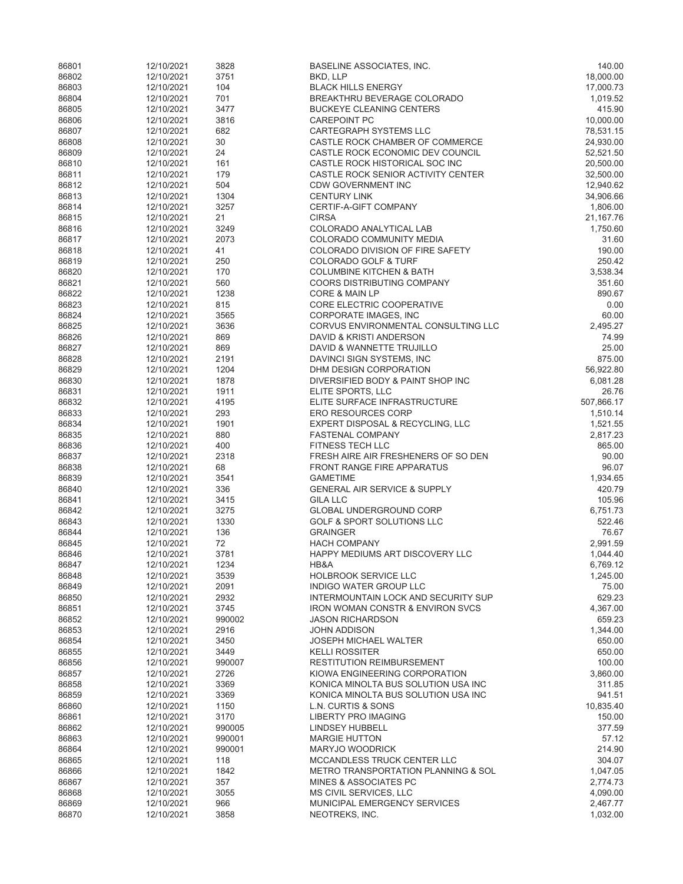| | | | | |
|---|---|---|---|---|
| 86801 | 12/10/2021 | 3828 | BASELINE ASSOCIATES, INC. | 140.00 |
| 86802 | 12/10/2021 | 3751 | BKD, LLP | 18,000.00 |
| 86803 | 12/10/2021 | 104 | BLACK HILLS ENERGY | 17,000.73 |
| 86804 | 12/10/2021 | 701 | BREAKTHRU BEVERAGE COLORADO | 1,019.52 |
| 86805 | 12/10/2021 | 3477 | BUCKEYE CLEANING CENTERS | 415.90 |
| 86806 | 12/10/2021 | 3816 | CAREPOINT PC | 10,000.00 |
| 86807 | 12/10/2021 | 682 | CARTEGRAPH SYSTEMS LLC | 78,531.15 |
| 86808 | 12/10/2021 | 30 | CASTLE ROCK CHAMBER OF COMMERCE | 24,930.00 |
| 86809 | 12/10/2021 | 24 | CASTLE ROCK ECONOMIC DEV COUNCIL | 52,521.50 |
| 86810 | 12/10/2021 | 161 | CASTLE ROCK HISTORICAL SOC INC | 20,500.00 |
| 86811 | 12/10/2021 | 179 | CASTLE ROCK SENIOR ACTIVITY CENTER | 32,500.00 |
| 86812 | 12/10/2021 | 504 | CDW GOVERNMENT INC | 12,940.62 |
| 86813 | 12/10/2021 | 1304 | CENTURY LINK | 34,906.66 |
| 86814 | 12/10/2021 | 3257 | CERTIF-A-GIFT COMPANY | 1,806.00 |
| 86815 | 12/10/2021 | 21 | CIRSA | 21,167.76 |
| 86816 | 12/10/2021 | 3249 | COLORADO ANALYTICAL LAB | 1,750.60 |
| 86817 | 12/10/2021 | 2073 | COLORADO COMMUNITY MEDIA | 31.60 |
| 86818 | 12/10/2021 | 41 | COLORADO DIVISION OF FIRE SAFETY | 190.00 |
| 86819 | 12/10/2021 | 250 | COLORADO GOLF & TURF | 250.42 |
| 86820 | 12/10/2021 | 170 | COLUMBINE KITCHEN & BATH | 3,538.34 |
| 86821 | 12/10/2021 | 560 | COORS DISTRIBUTING COMPANY | 351.60 |
| 86822 | 12/10/2021 | 1238 | CORE & MAIN LP | 890.67 |
| 86823 | 12/10/2021 | 815 | CORE ELECTRIC COOPERATIVE | 0.00 |
| 86824 | 12/10/2021 | 3565 | CORPORATE IMAGES, INC | 60.00 |
| 86825 | 12/10/2021 | 3636 | CORVUS ENVIRONMENTAL CONSULTING LLC | 2,495.27 |
| 86826 | 12/10/2021 | 869 | DAVID & KRISTI ANDERSON | 74.99 |
| 86827 | 12/10/2021 | 869 | DAVID & WANNETTE TRUJILLO | 25.00 |
| 86828 | 12/10/2021 | 2191 | DAVINCI SIGN SYSTEMS, INC | 875.00 |
| 86829 | 12/10/2021 | 1204 | DHM DESIGN CORPORATION | 56,922.80 |
| 86830 | 12/10/2021 | 1878 | DIVERSIFIED BODY & PAINT SHOP INC | 6,081.28 |
| 86831 | 12/10/2021 | 1911 | ELITE SPORTS, LLC | 26.76 |
| 86832 | 12/10/2021 | 4195 | ELITE SURFACE INFRASTRUCTURE | 507,866.17 |
| 86833 | 12/10/2021 | 293 | ERO RESOURCES CORP | 1,510.14 |
| 86834 | 12/10/2021 | 1901 | EXPERT DISPOSAL & RECYCLING, LLC | 1,521.55 |
| 86835 | 12/10/2021 | 880 | FASTENAL COMPANY | 2,817.23 |
| 86836 | 12/10/2021 | 400 | FITNESS TECH LLC | 865.00 |
| 86837 | 12/10/2021 | 2318 | FRESH AIRE AIR FRESHENERS OF SO DEN | 90.00 |
| 86838 | 12/10/2021 | 68 | FRONT RANGE FIRE APPARATUS | 96.07 |
| 86839 | 12/10/2021 | 3541 | GAMETIME | 1,934.65 |
| 86840 | 12/10/2021 | 336 | GENERAL AIR SERVICE & SUPPLY | 420.79 |
| 86841 | 12/10/2021 | 3415 | GILA LLC | 105.96 |
| 86842 | 12/10/2021 | 3275 | GLOBAL UNDERGROUND CORP | 6,751.73 |
| 86843 | 12/10/2021 | 1330 | GOLF & SPORT SOLUTIONS LLC | 522.46 |
| 86844 | 12/10/2021 | 136 | GRAINGER | 76.67 |
| 86845 | 12/10/2021 | 72 | HACH COMPANY | 2,991.59 |
| 86846 | 12/10/2021 | 3781 | HAPPY MEDIUMS ART DISCOVERY LLC | 1,044.40 |
| 86847 | 12/10/2021 | 1234 | HB&A | 6,769.12 |
| 86848 | 12/10/2021 | 3539 | HOLBROOK SERVICE LLC | 1,245.00 |
| 86849 | 12/10/2021 | 2091 | INDIGO WATER GROUP LLC | 75.00 |
| 86850 | 12/10/2021 | 2932 | INTERMOUNTAIN LOCK AND SECURITY SUP | 629.23 |
| 86851 | 12/10/2021 | 3745 | IRON WOMAN CONSTR & ENVIRON SVCS | 4,367.00 |
| 86852 | 12/10/2021 | 990002 | JASON RICHARDSON | 659.23 |
| 86853 | 12/10/2021 | 2916 | JOHN ADDISON | 1,344.00 |
| 86854 | 12/10/2021 | 3450 | JOSEPH MICHAEL WALTER | 650.00 |
| 86855 | 12/10/2021 | 3449 | KELLI ROSSITER | 650.00 |
| 86856 | 12/10/2021 | 990007 | RESTITUTION REIMBURSEMENT | 100.00 |
| 86857 | 12/10/2021 | 2726 | KIOWA ENGINEERING CORPORATION | 3,860.00 |
| 86858 | 12/10/2021 | 3369 | KONICA MINOLTA BUS SOLUTION USA INC | 311.85 |
| 86859 | 12/10/2021 | 3369 | KONICA MINOLTA BUS SOLUTION USA INC | 941.51 |
| 86860 | 12/10/2021 | 1150 | L.N. CURTIS & SONS | 10,835.40 |
| 86861 | 12/10/2021 | 3170 | LIBERTY PRO IMAGING | 150.00 |
| 86862 | 12/10/2021 | 990005 | LINDSEY HUBBELL | 377.59 |
| 86863 | 12/10/2021 | 990001 | MARGIE HUTTON | 57.12 |
| 86864 | 12/10/2021 | 990001 | MARYJO WOODRICK | 214.90 |
| 86865 | 12/10/2021 | 118 | MCCANDLESS TRUCK CENTER LLC | 304.07 |
| 86866 | 12/10/2021 | 1842 | METRO TRANSPORTATION PLANNING & SOL | 1,047.05 |
| 86867 | 12/10/2021 | 357 | MINES & ASSOCIATES PC | 2,774.73 |
| 86868 | 12/10/2021 | 3055 | MS CIVIL SERVICES, LLC | 4,090.00 |
| 86869 | 12/10/2021 | 966 | MUNICIPAL EMERGENCY SERVICES | 2,467.77 |
| 86870 | 12/10/2021 | 3858 | NEOTREKS, INC. | 1,032.00 |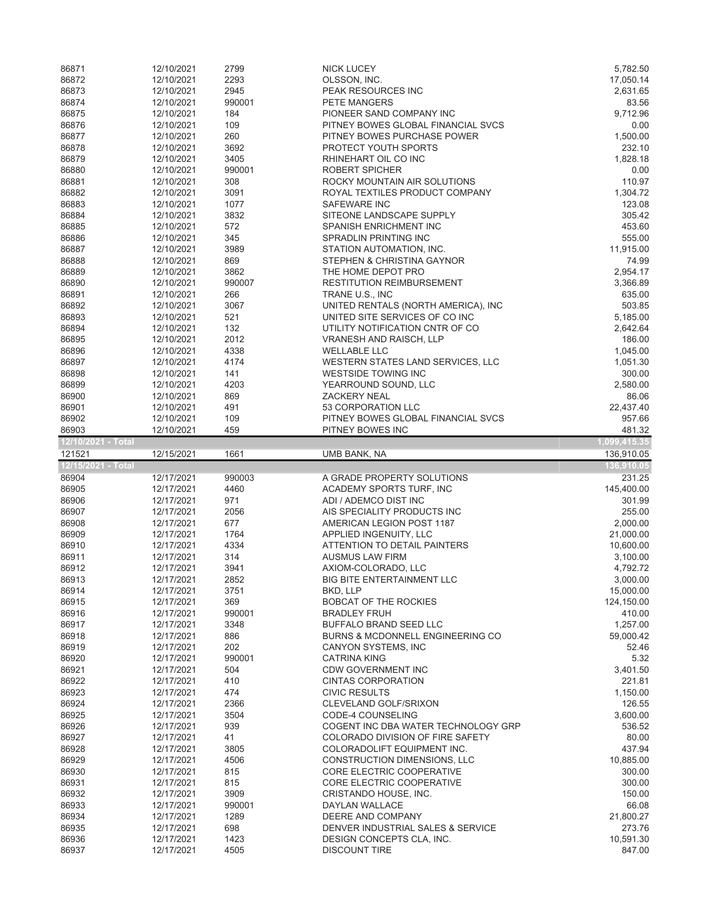| | | | | |
|---|---|---|---|---|
| 86871 | 12/10/2021 | 2799 | NICK LUCEY | 5,782.50 |
| 86872 | 12/10/2021 | 2293 | OLSSON, INC. | 17,050.14 |
| 86873 | 12/10/2021 | 2945 | PEAK RESOURCES INC | 2,631.65 |
| 86874 | 12/10/2021 | 990001 | PETE MANGERS | 83.56 |
| 86875 | 12/10/2021 | 184 | PIONEER SAND COMPANY INC | 9,712.96 |
| 86876 | 12/10/2021 | 109 | PITNEY BOWES GLOBAL FINANCIAL SVCS | 0.00 |
| 86877 | 12/10/2021 | 260 | PITNEY BOWES PURCHASE POWER | 1,500.00 |
| 86878 | 12/10/2021 | 3692 | PROTECT YOUTH SPORTS | 232.10 |
| 86879 | 12/10/2021 | 3405 | RHINEHART OIL CO INC | 1,828.18 |
| 86880 | 12/10/2021 | 990001 | ROBERT SPICHER | 0.00 |
| 86881 | 12/10/2021 | 308 | ROCKY MOUNTAIN AIR SOLUTIONS | 110.97 |
| 86882 | 12/10/2021 | 3091 | ROYAL TEXTILES PRODUCT COMPANY | 1,304.72 |
| 86883 | 12/10/2021 | 1077 | SAFEWARE INC | 123.08 |
| 86884 | 12/10/2021 | 3832 | SITEONE LANDSCAPE SUPPLY | 305.42 |
| 86885 | 12/10/2021 | 572 | SPANISH ENRICHMENT INC | 453.60 |
| 86886 | 12/10/2021 | 345 | SPRADLIN PRINTING INC | 555.00 |
| 86887 | 12/10/2021 | 3989 | STATION AUTOMATION, INC. | 11,915.00 |
| 86888 | 12/10/2021 | 869 | STEPHEN & CHRISTINA GAYNOR | 74.99 |
| 86889 | 12/10/2021 | 3862 | THE HOME DEPOT PRO | 2,954.17 |
| 86890 | 12/10/2021 | 990007 | RESTITUTION REIMBURSEMENT | 3,366.89 |
| 86891 | 12/10/2021 | 266 | TRANE U.S., INC | 635.00 |
| 86892 | 12/10/2021 | 3067 | UNITED RENTALS (NORTH AMERICA), INC | 503.85 |
| 86893 | 12/10/2021 | 521 | UNITED SITE SERVICES OF CO INC | 5,185.00 |
| 86894 | 12/10/2021 | 132 | UTILITY NOTIFICATION CNTR OF CO | 2,642.64 |
| 86895 | 12/10/2021 | 2012 | VRANESH AND RAISCH, LLP | 186.00 |
| 86896 | 12/10/2021 | 4338 | WELLABLE LLC | 1,045.00 |
| 86897 | 12/10/2021 | 4174 | WESTERN STATES LAND SERVICES, LLC | 1,051.30 |
| 86898 | 12/10/2021 | 141 | WESTSIDE TOWING INC | 300.00 |
| 86899 | 12/10/2021 | 4203 | YEARROUND SOUND, LLC | 2,580.00 |
| 86900 | 12/10/2021 | 869 | ZACKERY NEAL | 86.06 |
| 86901 | 12/10/2021 | 491 | 53 CORPORATION LLC | 22,437.40 |
| 86902 | 12/10/2021 | 109 | PITNEY BOWES GLOBAL FINANCIAL SVCS | 957.66 |
| 86903 | 12/10/2021 | 459 | PITNEY BOWES INC | 481.32 |
| **12/10/2021 - Total** | | | | **1,099,415.35** |
| 121521 | 12/15/2021 | 1661 | UMB BANK, NA | 136,910.05 |
| **12/15/2021 - Total** | | | | **136,910.05** |
| 86904 | 12/17/2021 | 990003 | A GRADE PROPERTY SOLUTIONS | 231.25 |
| 86905 | 12/17/2021 | 4460 | ACADEMY SPORTS TURF, INC | 145,400.00 |
| 86906 | 12/17/2021 | 971 | ADI / ADEMCO DIST INC | 301.99 |
| 86907 | 12/17/2021 | 2056 | AIS SPECIALITY PRODUCTS INC | 255.00 |
| 86908 | 12/17/2021 | 677 | AMERICAN LEGION POST 1187 | 2,000.00 |
| 86909 | 12/17/2021 | 1764 | APPLIED INGENUITY, LLC | 21,000.00 |
| 86910 | 12/17/2021 | 4334 | ATTENTION TO DETAIL PAINTERS | 10,600.00 |
| 86911 | 12/17/2021 | 314 | AUSMUS LAW FIRM | 3,100.00 |
| 86912 | 12/17/2021 | 3941 | AXIOM-COLORADO, LLC | 4,792.72 |
| 86913 | 12/17/2021 | 2852 | BIG BITE ENTERTAINMENT LLC | 3,000.00 |
| 86914 | 12/17/2021 | 3751 | BKD, LLP | 15,000.00 |
| 86915 | 12/17/2021 | 369 | BOBCAT OF THE ROCKIES | 124,150.00 |
| 86916 | 12/17/2021 | 990001 | BRADLEY FRUH | 410.00 |
| 86917 | 12/17/2021 | 3348 | BUFFALO BRAND SEED LLC | 1,257.00 |
| 86918 | 12/17/2021 | 886 | BURNS & MCDONNELL ENGINEERING CO | 59,000.42 |
| 86919 | 12/17/2021 | 202 | CANYON SYSTEMS, INC | 52.46 |
| 86920 | 12/17/2021 | 990001 | CATRINA KING | 5.32 |
| 86921 | 12/17/2021 | 504 | CDW GOVERNMENT INC | 3,401.50 |
| 86922 | 12/17/2021 | 410 | CINTAS CORPORATION | 221.81 |
| 86923 | 12/17/2021 | 474 | CIVIC RESULTS | 1,150.00 |
| 86924 | 12/17/2021 | 2366 | CLEVELAND GOLF/SRIXON | 126.55 |
| 86925 | 12/17/2021 | 3504 | CODE-4 COUNSELING | 3,600.00 |
| 86926 | 12/17/2021 | 939 | COGENT INC DBA WATER TECHNOLOGY GRP | 536.52 |
| 86927 | 12/17/2021 | 41 | COLORADO DIVISION OF FIRE SAFETY | 80.00 |
| 86928 | 12/17/2021 | 3805 | COLORADOLIFT EQUIPMENT INC. | 437.94 |
| 86929 | 12/17/2021 | 4506 | CONSTRUCTION DIMENSIONS, LLC | 10,885.00 |
| 86930 | 12/17/2021 | 815 | CORE ELECTRIC COOPERATIVE | 300.00 |
| 86931 | 12/17/2021 | 815 | CORE ELECTRIC COOPERATIVE | 300.00 |
| 86932 | 12/17/2021 | 3909 | CRISTANDO HOUSE, INC. | 150.00 |
| 86933 | 12/17/2021 | 990001 | DAYLAN WALLACE | 66.08 |
| 86934 | 12/17/2021 | 1289 | DEERE AND COMPANY | 21,800.27 |
| 86935 | 12/17/2021 | 698 | DENVER INDUSTRIAL SALES & SERVICE | 273.76 |
| 86936 | 12/17/2021 | 1423 | DESIGN CONCEPTS CLA, INC. | 10,591.30 |
| 86937 | 12/17/2021 | 4505 | DISCOUNT TIRE | 847.00 |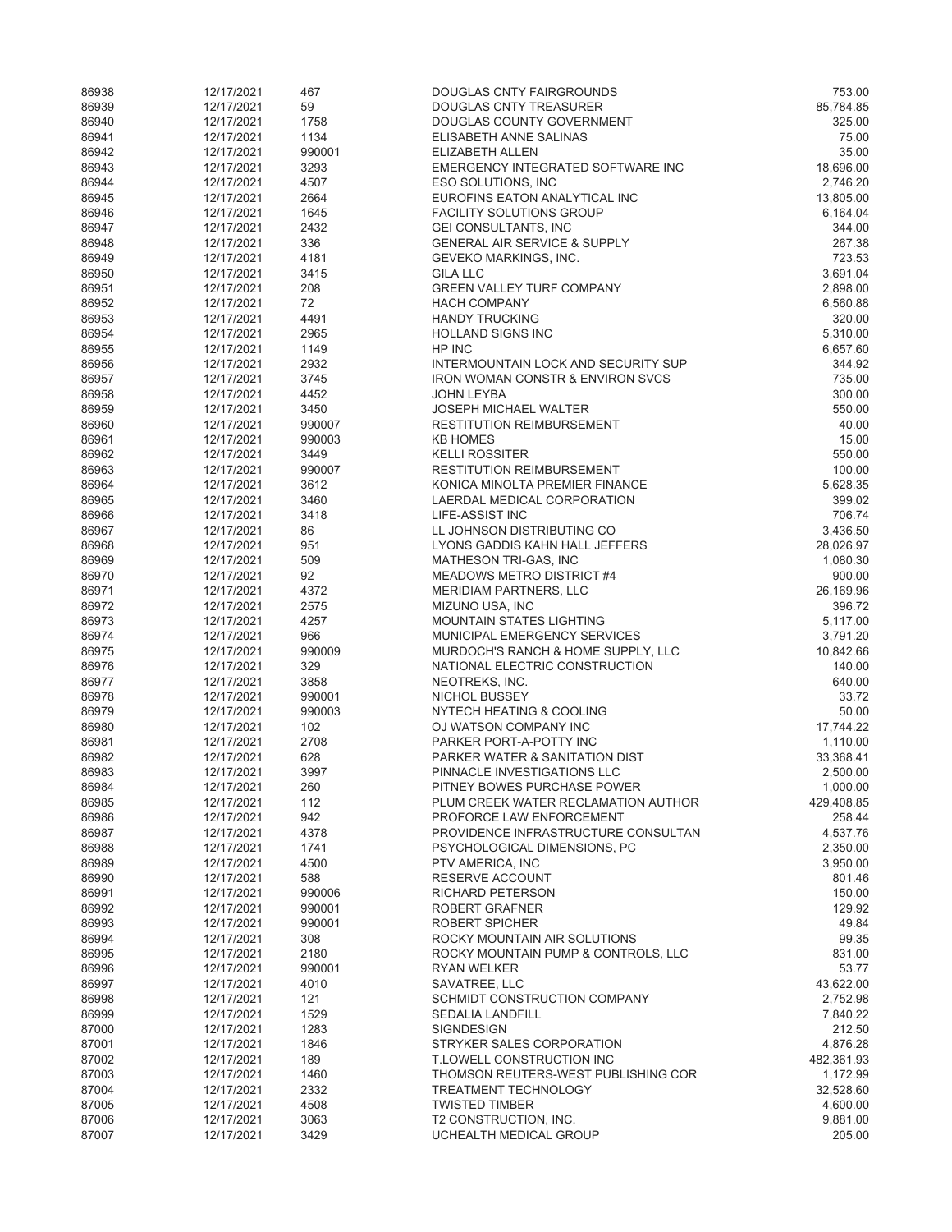| | | | | |
|---|---|---|---|---|
| 86938 | 12/17/2021 | 467 | DOUGLAS CNTY FAIRGROUNDS | 753.00 |
| 86939 | 12/17/2021 | 59 | DOUGLAS CNTY TREASURER | 85,784.85 |
| 86940 | 12/17/2021 | 1758 | DOUGLAS COUNTY GOVERNMENT | 325.00 |
| 86941 | 12/17/2021 | 1134 | ELISABETH ANNE SALINAS | 75.00 |
| 86942 | 12/17/2021 | 990001 | ELIZABETH ALLEN | 35.00 |
| 86943 | 12/17/2021 | 3293 | EMERGENCY INTEGRATED SOFTWARE INC | 18,696.00 |
| 86944 | 12/17/2021 | 4507 | ESO SOLUTIONS, INC | 2,746.20 |
| 86945 | 12/17/2021 | 2664 | EUROFINS EATON ANALYTICAL INC | 13,805.00 |
| 86946 | 12/17/2021 | 1645 | FACILITY SOLUTIONS GROUP | 6,164.04 |
| 86947 | 12/17/2021 | 2432 | GEI CONSULTANTS, INC | 344.00 |
| 86948 | 12/17/2021 | 336 | GENERAL AIR SERVICE & SUPPLY | 267.38 |
| 86949 | 12/17/2021 | 4181 | GEVEKO MARKINGS, INC. | 723.53 |
| 86950 | 12/17/2021 | 3415 | GILA LLC | 3,691.04 |
| 86951 | 12/17/2021 | 208 | GREEN VALLEY TURF COMPANY | 2,898.00 |
| 86952 | 12/17/2021 | 72 | HACH COMPANY | 6,560.88 |
| 86953 | 12/17/2021 | 4491 | HANDY TRUCKING | 320.00 |
| 86954 | 12/17/2021 | 2965 | HOLLAND SIGNS INC | 5,310.00 |
| 86955 | 12/17/2021 | 1149 | HP INC | 6,657.60 |
| 86956 | 12/17/2021 | 2932 | INTERMOUNTAIN LOCK AND SECURITY SUP | 344.92 |
| 86957 | 12/17/2021 | 3745 | IRON WOMAN CONSTR & ENVIRON SVCS | 735.00 |
| 86958 | 12/17/2021 | 4452 | JOHN LEYBA | 300.00 |
| 86959 | 12/17/2021 | 3450 | JOSEPH MICHAEL WALTER | 550.00 |
| 86960 | 12/17/2021 | 990007 | RESTITUTION REIMBURSEMENT | 40.00 |
| 86961 | 12/17/2021 | 990003 | KB HOMES | 15.00 |
| 86962 | 12/17/2021 | 3449 | KELLI ROSSITER | 550.00 |
| 86963 | 12/17/2021 | 990007 | RESTITUTION REIMBURSEMENT | 100.00 |
| 86964 | 12/17/2021 | 3612 | KONICA MINOLTA PREMIER FINANCE | 5,628.35 |
| 86965 | 12/17/2021 | 3460 | LAERDAL MEDICAL CORPORATION | 399.02 |
| 86966 | 12/17/2021 | 3418 | LIFE-ASSIST INC | 706.74 |
| 86967 | 12/17/2021 | 86 | LL JOHNSON DISTRIBUTING CO | 3,436.50 |
| 86968 | 12/17/2021 | 951 | LYONS GADDIS KAHN HALL JEFFERS | 28,026.97 |
| 86969 | 12/17/2021 | 509 | MATHESON TRI-GAS, INC | 1,080.30 |
| 86970 | 12/17/2021 | 92 | MEADOWS METRO DISTRICT #4 | 900.00 |
| 86971 | 12/17/2021 | 4372 | MERIDIAM PARTNERS, LLC | 26,169.96 |
| 86972 | 12/17/2021 | 2575 | MIZUNO USA, INC | 396.72 |
| 86973 | 12/17/2021 | 4257 | MOUNTAIN STATES LIGHTING | 5,117.00 |
| 86974 | 12/17/2021 | 966 | MUNICIPAL EMERGENCY SERVICES | 3,791.20 |
| 86975 | 12/17/2021 | 990009 | MURDOCH'S RANCH & HOME SUPPLY, LLC | 10,842.66 |
| 86976 | 12/17/2021 | 329 | NATIONAL ELECTRIC CONSTRUCTION | 140.00 |
| 86977 | 12/17/2021 | 3858 | NEOTREKS, INC. | 640.00 |
| 86978 | 12/17/2021 | 990001 | NICHOL BUSSEY | 33.72 |
| 86979 | 12/17/2021 | 990003 | NYTECH HEATING & COOLING | 50.00 |
| 86980 | 12/17/2021 | 102 | OJ WATSON COMPANY INC | 17,744.22 |
| 86981 | 12/17/2021 | 2708 | PARKER PORT-A-POTTY INC | 1,110.00 |
| 86982 | 12/17/2021 | 628 | PARKER WATER & SANITATION DIST | 33,368.41 |
| 86983 | 12/17/2021 | 3997 | PINNACLE INVESTIGATIONS LLC | 2,500.00 |
| 86984 | 12/17/2021 | 260 | PITNEY BOWES PURCHASE POWER | 1,000.00 |
| 86985 | 12/17/2021 | 112 | PLUM CREEK WATER RECLAMATION AUTHOR | 429,408.85 |
| 86986 | 12/17/2021 | 942 | PROFORCE LAW ENFORCEMENT | 258.44 |
| 86987 | 12/17/2021 | 4378 | PROVIDENCE INFRASTRUCTURE CONSULTAN | 4,537.76 |
| 86988 | 12/17/2021 | 1741 | PSYCHOLOGICAL DIMENSIONS, PC | 2,350.00 |
| 86989 | 12/17/2021 | 4500 | PTV AMERICA, INC | 3,950.00 |
| 86990 | 12/17/2021 | 588 | RESERVE ACCOUNT | 801.46 |
| 86991 | 12/17/2021 | 990006 | RICHARD PETERSON | 150.00 |
| 86992 | 12/17/2021 | 990001 | ROBERT GRAFNER | 129.92 |
| 86993 | 12/17/2021 | 990001 | ROBERT SPICHER | 49.84 |
| 86994 | 12/17/2021 | 308 | ROCKY MOUNTAIN AIR SOLUTIONS | 99.35 |
| 86995 | 12/17/2021 | 2180 | ROCKY MOUNTAIN PUMP & CONTROLS, LLC | 831.00 |
| 86996 | 12/17/2021 | 990001 | RYAN WELKER | 53.77 |
| 86997 | 12/17/2021 | 4010 | SAVATREE, LLC | 43,622.00 |
| 86998 | 12/17/2021 | 121 | SCHMIDT CONSTRUCTION COMPANY | 2,752.98 |
| 86999 | 12/17/2021 | 1529 | SEDALIA LANDFILL | 7,840.22 |
| 87000 | 12/17/2021 | 1283 | SIGNDESIGN | 212.50 |
| 87001 | 12/17/2021 | 1846 | STRYKER SALES CORPORATION | 4,876.28 |
| 87002 | 12/17/2021 | 189 | T.LOWELL CONSTRUCTION INC | 482,361.93 |
| 87003 | 12/17/2021 | 1460 | THOMSON REUTERS-WEST PUBLISHING COR | 1,172.99 |
| 87004 | 12/17/2021 | 2332 | TREATMENT TECHNOLOGY | 32,528.60 |
| 87005 | 12/17/2021 | 4508 | TWISTED TIMBER | 4,600.00 |
| 87006 | 12/17/2021 | 3063 | T2 CONSTRUCTION, INC. | 9,881.00 |
| 87007 | 12/17/2021 | 3429 | UCHEALTH MEDICAL GROUP | 205.00 |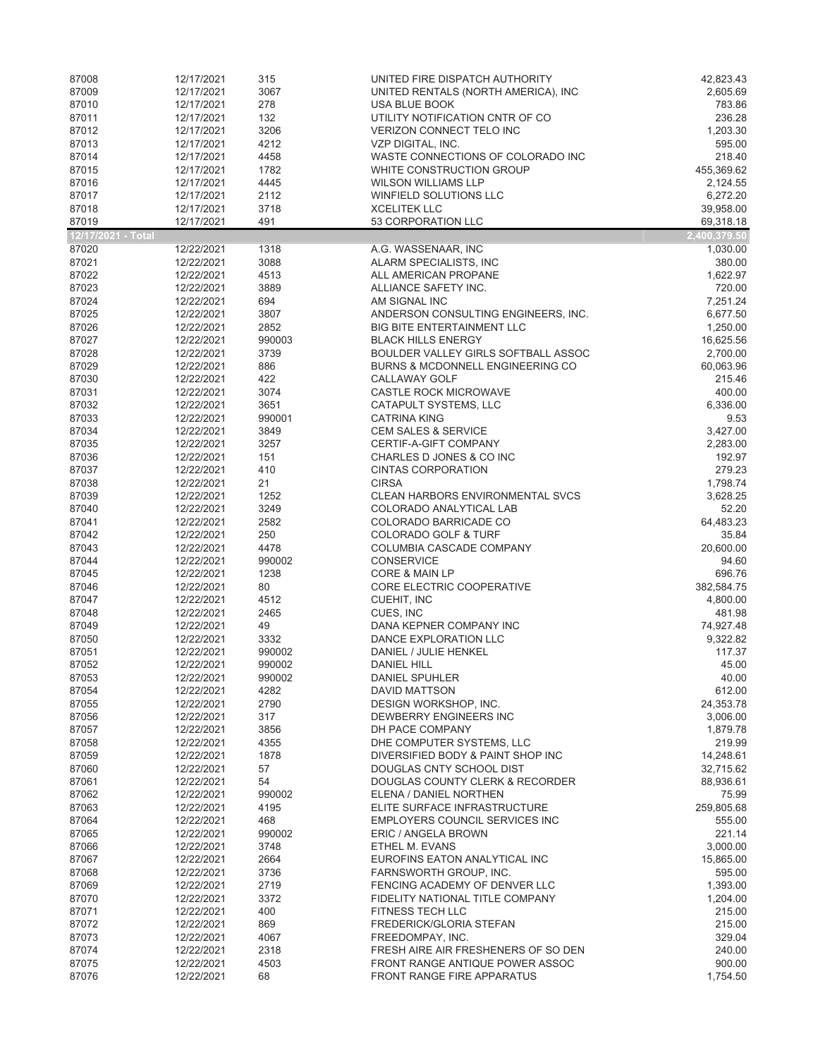| | | | | |
|---|---|---|---|---|
| 87008 | 12/17/2021 | 315 | UNITED FIRE DISPATCH AUTHORITY | 42,823.43 |
| 87009 | 12/17/2021 | 3067 | UNITED RENTALS (NORTH AMERICA), INC | 2,605.69 |
| 87010 | 12/17/2021 | 278 | USA BLUE BOOK | 783.86 |
| 87011 | 12/17/2021 | 132 | UTILITY NOTIFICATION CNTR OF CO | 236.28 |
| 87012 | 12/17/2021 | 3206 | VERIZON CONNECT TELO INC | 1,203.30 |
| 87013 | 12/17/2021 | 4212 | VZP DIGITAL, INC. | 595.00 |
| 87014 | 12/17/2021 | 4458 | WASTE CONNECTIONS OF COLORADO INC | 218.40 |
| 87015 | 12/17/2021 | 1782 | WHITE CONSTRUCTION GROUP | 455,369.62 |
| 87016 | 12/17/2021 | 4445 | WILSON WILLIAMS LLP | 2,124.55 |
| 87017 | 12/17/2021 | 2112 | WINFIELD SOLUTIONS LLC | 6,272.20 |
| 87018 | 12/17/2021 | 3718 | XCELITEK LLC | 39,958.00 |
| 87019 | 12/17/2021 | 491 | 53 CORPORATION LLC | 69,318.18 |
| **12/17/2021 - Total** | | | | **2,400,379.50** |
| 87020 | 12/22/2021 | 1318 | A.G. WASSENAAR, INC | 1,030.00 |
| 87021 | 12/22/2021 | 3088 | ALARM SPECIALISTS, INC | 380.00 |
| 87022 | 12/22/2021 | 4513 | ALL AMERICAN PROPANE | 1,622.97 |
| 87023 | 12/22/2021 | 3889 | ALLIANCE SAFETY INC. | 720.00 |
| 87024 | 12/22/2021 | 694 | AM SIGNAL INC | 7,251.24 |
| 87025 | 12/22/2021 | 3807 | ANDERSON CONSULTING ENGINEERS, INC. | 6,677.50 |
| 87026 | 12/22/2021 | 2852 | BIG BITE ENTERTAINMENT LLC | 1,250.00 |
| 87027 | 12/22/2021 | 990003 | BLACK HILLS ENERGY | 16,625.56 |
| 87028 | 12/22/2021 | 3739 | BOULDER VALLEY GIRLS SOFTBALL ASSOC | 2,700.00 |
| 87029 | 12/22/2021 | 886 | BURNS & MCDONNELL ENGINEERING CO | 60,063.96 |
| 87030 | 12/22/2021 | 422 | CALLAWAY GOLF | 215.46 |
| 87031 | 12/22/2021 | 3074 | CASTLE ROCK MICROWAVE | 400.00 |
| 87032 | 12/22/2021 | 3651 | CATAPULT SYSTEMS, LLC | 6,336.00 |
| 87033 | 12/22/2021 | 990001 | CATRINA KING | 9.53 |
| 87034 | 12/22/2021 | 3849 | CEM SALES & SERVICE | 3,427.00 |
| 87035 | 12/22/2021 | 3257 | CERTIF-A-GIFT COMPANY | 2,283.00 |
| 87036 | 12/22/2021 | 151 | CHARLES D JONES & CO INC | 192.97 |
| 87037 | 12/22/2021 | 410 | CINTAS CORPORATION | 279.23 |
| 87038 | 12/22/2021 | 21 | CIRSA | 1,798.74 |
| 87039 | 12/22/2021 | 1252 | CLEAN HARBORS ENVIRONMENTAL SVCS | 3,628.25 |
| 87040 | 12/22/2021 | 3249 | COLORADO ANALYTICAL LAB | 52.20 |
| 87041 | 12/22/2021 | 2582 | COLORADO BARRICADE CO | 64,483.23 |
| 87042 | 12/22/2021 | 250 | COLORADO GOLF & TURF | 35.84 |
| 87043 | 12/22/2021 | 4478 | COLUMBIA CASCADE COMPANY | 20,600.00 |
| 87044 | 12/22/2021 | 990002 | CONSERVICE | 94.60 |
| 87045 | 12/22/2021 | 1238 | CORE & MAIN LP | 696.76 |
| 87046 | 12/22/2021 | 80 | CORE ELECTRIC COOPERATIVE | 382,584.75 |
| 87047 | 12/22/2021 | 4512 | CUEHIT, INC | 4,800.00 |
| 87048 | 12/22/2021 | 2465 | CUES, INC | 481.98 |
| 87049 | 12/22/2021 | 49 | DANA KEPNER COMPANY INC | 74,927.48 |
| 87050 | 12/22/2021 | 3332 | DANCE EXPLORATION LLC | 9,322.82 |
| 87051 | 12/22/2021 | 990002 | DANIEL / JULIE HENKEL | 117.37 |
| 87052 | 12/22/2021 | 990002 | DANIEL HILL | 45.00 |
| 87053 | 12/22/2021 | 990002 | DANIEL SPUHLER | 40.00 |
| 87054 | 12/22/2021 | 4282 | DAVID MATTSON | 612.00 |
| 87055 | 12/22/2021 | 2790 | DESIGN WORKSHOP, INC. | 24,353.78 |
| 87056 | 12/22/2021 | 317 | DEWBERRY ENGINEERS INC | 3,006.00 |
| 87057 | 12/22/2021 | 3856 | DH PACE COMPANY | 1,879.78 |
| 87058 | 12/22/2021 | 4355 | DHE COMPUTER SYSTEMS, LLC | 219.99 |
| 87059 | 12/22/2021 | 1878 | DIVERSIFIED BODY & PAINT SHOP INC | 14,248.61 |
| 87060 | 12/22/2021 | 57 | DOUGLAS CNTY SCHOOL DIST | 32,715.62 |
| 87061 | 12/22/2021 | 54 | DOUGLAS COUNTY CLERK & RECORDER | 88,936.61 |
| 87062 | 12/22/2021 | 990002 | ELENA / DANIEL NORTHEN | 75.99 |
| 87063 | 12/22/2021 | 4195 | ELITE SURFACE INFRASTRUCTURE | 259,805.68 |
| 87064 | 12/22/2021 | 468 | EMPLOYERS COUNCIL SERVICES INC | 555.00 |
| 87065 | 12/22/2021 | 990002 | ERIC / ANGELA BROWN | 221.14 |
| 87066 | 12/22/2021 | 3748 | ETHEL M. EVANS | 3,000.00 |
| 87067 | 12/22/2021 | 2664 | EUROFINS EATON ANALYTICAL INC | 15,865.00 |
| 87068 | 12/22/2021 | 3736 | FARNSWORTH GROUP, INC. | 595.00 |
| 87069 | 12/22/2021 | 2719 | FENCING ACADEMY OF DENVER LLC | 1,393.00 |
| 87070 | 12/22/2021 | 3372 | FIDELITY NATIONAL TITLE COMPANY | 1,204.00 |
| 87071 | 12/22/2021 | 400 | FITNESS TECH LLC | 215.00 |
| 87072 | 12/22/2021 | 869 | FREDERICK/GLORIA STEFAN | 215.00 |
| 87073 | 12/22/2021 | 4067 | FREEDOMPAY, INC. | 329.04 |
| 87074 | 12/22/2021 | 2318 | FRESH AIRE AIR FRESHENERS OF SO DEN | 240.00 |
| 87075 | 12/22/2021 | 4503 | FRONT RANGE ANTIQUE POWER ASSOC | 900.00 |
| 87076 | 12/22/2021 | 68 | FRONT RANGE FIRE APPARATUS | 1,754.50 |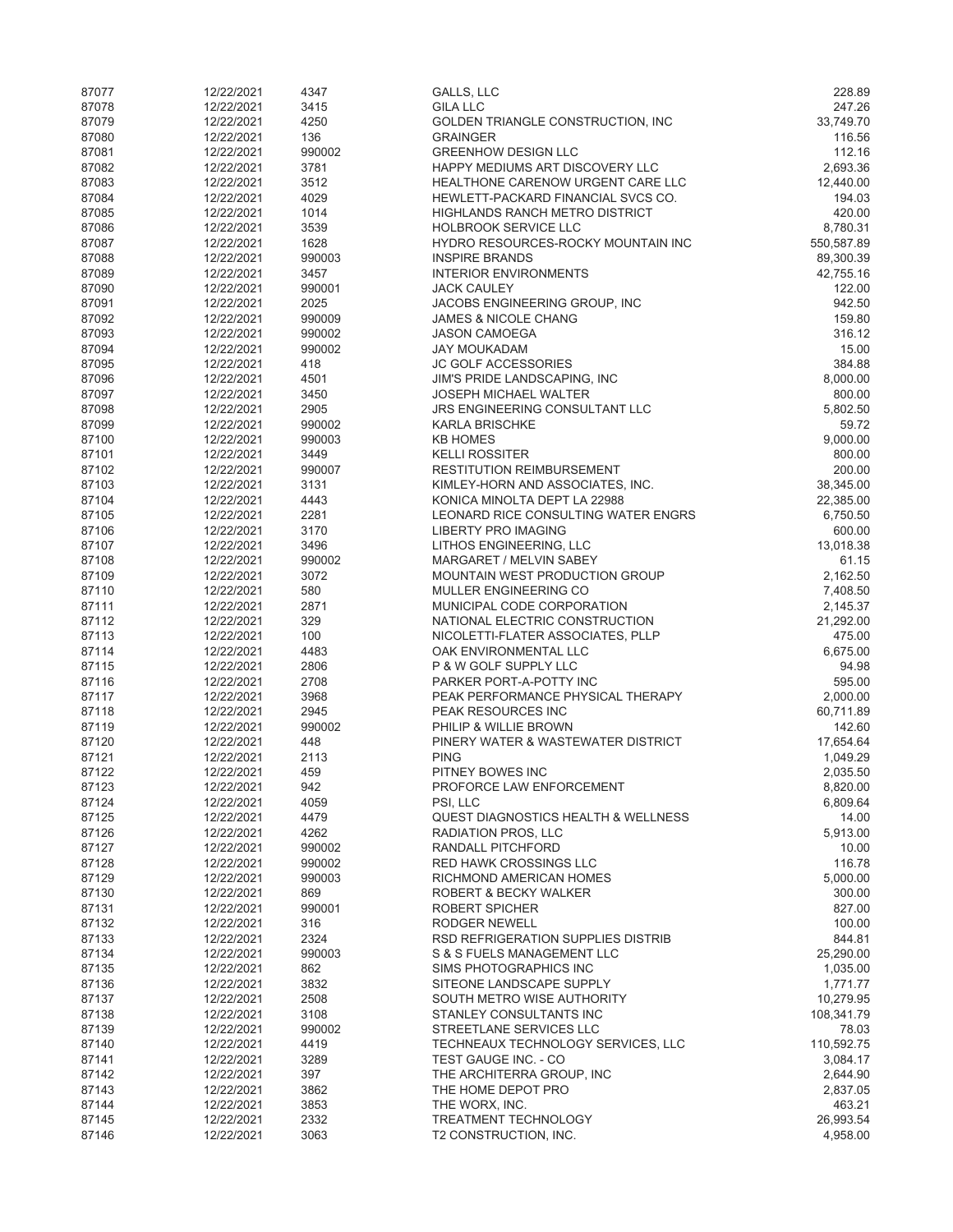| | | | | |
|---|---|---|---|---|
| 87077 | 12/22/2021 | 4347 | GALLS, LLC | 228.89 |
| 87078 | 12/22/2021 | 3415 | GILA LLC | 247.26 |
| 87079 | 12/22/2021 | 4250 | GOLDEN TRIANGLE CONSTRUCTION, INC | 33,749.70 |
| 87080 | 12/22/2021 | 136 | GRAINGER | 116.56 |
| 87081 | 12/22/2021 | 990002 | GREENHOW DESIGN LLC | 112.16 |
| 87082 | 12/22/2021 | 3781 | HAPPY MEDIUMS ART DISCOVERY LLC | 2,693.36 |
| 87083 | 12/22/2021 | 3512 | HEALTHONE CARENOW URGENT CARE LLC | 12,440.00 |
| 87084 | 12/22/2021 | 4029 | HEWLETT-PACKARD FINANCIAL SVCS CO. | 194.03 |
| 87085 | 12/22/2021 | 1014 | HIGHLANDS RANCH METRO DISTRICT | 420.00 |
| 87086 | 12/22/2021 | 3539 | HOLBROOK SERVICE LLC | 8,780.31 |
| 87087 | 12/22/2021 | 1628 | HYDRO RESOURCES-ROCKY MOUNTAIN INC | 550,587.89 |
| 87088 | 12/22/2021 | 990003 | INSPIRE BRANDS | 89,300.39 |
| 87089 | 12/22/2021 | 3457 | INTERIOR ENVIRONMENTS | 42,755.16 |
| 87090 | 12/22/2021 | 990001 | JACK CAULEY | 122.00 |
| 87091 | 12/22/2021 | 2025 | JACOBS ENGINEERING GROUP, INC | 942.50 |
| 87092 | 12/22/2021 | 990009 | JAMES & NICOLE CHANG | 159.80 |
| 87093 | 12/22/2021 | 990002 | JASON CAMOEGA | 316.12 |
| 87094 | 12/22/2021 | 990002 | JAY MOUKADAM | 15.00 |
| 87095 | 12/22/2021 | 418 | JC GOLF ACCESSORIES | 384.88 |
| 87096 | 12/22/2021 | 4501 | JIM'S PRIDE LANDSCAPING, INC | 8,000.00 |
| 87097 | 12/22/2021 | 3450 | JOSEPH MICHAEL WALTER | 800.00 |
| 87098 | 12/22/2021 | 2905 | JRS ENGINEERING CONSULTANT LLC | 5,802.50 |
| 87099 | 12/22/2021 | 990002 | KARLA BRISCHKE | 59.72 |
| 87100 | 12/22/2021 | 990003 | KB HOMES | 9,000.00 |
| 87101 | 12/22/2021 | 3449 | KELLI ROSSITER | 800.00 |
| 87102 | 12/22/2021 | 990007 | RESTITUTION REIMBURSEMENT | 200.00 |
| 87103 | 12/22/2021 | 3131 | KIMLEY-HORN AND ASSOCIATES, INC. | 38,345.00 |
| 87104 | 12/22/2021 | 4443 | KONICA MINOLTA DEPT LA 22988 | 22,385.00 |
| 87105 | 12/22/2021 | 2281 | LEONARD RICE CONSULTING WATER ENGRS | 6,750.50 |
| 87106 | 12/22/2021 | 3170 | LIBERTY PRO IMAGING | 600.00 |
| 87107 | 12/22/2021 | 3496 | LITHOS ENGINEERING, LLC | 13,018.38 |
| 87108 | 12/22/2021 | 990002 | MARGARET / MELVIN SABEY | 61.15 |
| 87109 | 12/22/2021 | 3072 | MOUNTAIN WEST PRODUCTION GROUP | 2,162.50 |
| 87110 | 12/22/2021 | 580 | MULLER ENGINEERING CO | 7,408.50 |
| 87111 | 12/22/2021 | 2871 | MUNICIPAL CODE CORPORATION | 2,145.37 |
| 87112 | 12/22/2021 | 329 | NATIONAL ELECTRIC CONSTRUCTION | 21,292.00 |
| 87113 | 12/22/2021 | 100 | NICOLETTI-FLATER ASSOCIATES, PLLP | 475.00 |
| 87114 | 12/22/2021 | 4483 | OAK ENVIRONMENTAL LLC | 6,675.00 |
| 87115 | 12/22/2021 | 2806 | P & W GOLF SUPPLY LLC | 94.98 |
| 87116 | 12/22/2021 | 2708 | PARKER PORT-A-POTTY INC | 595.00 |
| 87117 | 12/22/2021 | 3968 | PEAK PERFORMANCE PHYSICAL THERAPY | 2,000.00 |
| 87118 | 12/22/2021 | 2945 | PEAK RESOURCES INC | 60,711.89 |
| 87119 | 12/22/2021 | 990002 | PHILIP & WILLIE BROWN | 142.60 |
| 87120 | 12/22/2021 | 448 | PINERY WATER & WASTEWATER DISTRICT | 17,654.64 |
| 87121 | 12/22/2021 | 2113 | PING | 1,049.29 |
| 87122 | 12/22/2021 | 459 | PITNEY BOWES INC | 2,035.50 |
| 87123 | 12/22/2021 | 942 | PROFORCE LAW ENFORCEMENT | 8,820.00 |
| 87124 | 12/22/2021 | 4059 | PSI, LLC | 6,809.64 |
| 87125 | 12/22/2021 | 4479 | QUEST DIAGNOSTICS HEALTH & WELLNESS | 14.00 |
| 87126 | 12/22/2021 | 4262 | RADIATION PROS, LLC | 5,913.00 |
| 87127 | 12/22/2021 | 990002 | RANDALL PITCHFORD | 10.00 |
| 87128 | 12/22/2021 | 990002 | RED HAWK CROSSINGS LLC | 116.78 |
| 87129 | 12/22/2021 | 990003 | RICHMOND AMERICAN HOMES | 5,000.00 |
| 87130 | 12/22/2021 | 869 | ROBERT & BECKY WALKER | 300.00 |
| 87131 | 12/22/2021 | 990001 | ROBERT SPICHER | 827.00 |
| 87132 | 12/22/2021 | 316 | RODGER NEWELL | 100.00 |
| 87133 | 12/22/2021 | 2324 | RSD REFRIGERATION SUPPLIES DISTRIB | 844.81 |
| 87134 | 12/22/2021 | 990003 | S & S FUELS MANAGEMENT LLC | 25,290.00 |
| 87135 | 12/22/2021 | 862 | SIMS PHOTOGRAPHICS INC | 1,035.00 |
| 87136 | 12/22/2021 | 3832 | SITEONE LANDSCAPE SUPPLY | 1,771.77 |
| 87137 | 12/22/2021 | 2508 | SOUTH METRO WISE AUTHORITY | 10,279.95 |
| 87138 | 12/22/2021 | 3108 | STANLEY CONSULTANTS INC | 108,341.79 |
| 87139 | 12/22/2021 | 990002 | STREETLANE SERVICES LLC | 78.03 |
| 87140 | 12/22/2021 | 4419 | TECHNEAUX TECHNOLOGY SERVICES, LLC | 110,592.75 |
| 87141 | 12/22/2021 | 3289 | TEST GAUGE INC. - CO | 3,084.17 |
| 87142 | 12/22/2021 | 397 | THE ARCHITERRA GROUP, INC | 2,644.90 |
| 87143 | 12/22/2021 | 3862 | THE HOME DEPOT PRO | 2,837.05 |
| 87144 | 12/22/2021 | 3853 | THE WORX, INC. | 463.21 |
| 87145 | 12/22/2021 | 2332 | TREATMENT TECHNOLOGY | 26,993.54 |
| 87146 | 12/22/2021 | 3063 | T2 CONSTRUCTION, INC. | 4,958.00 |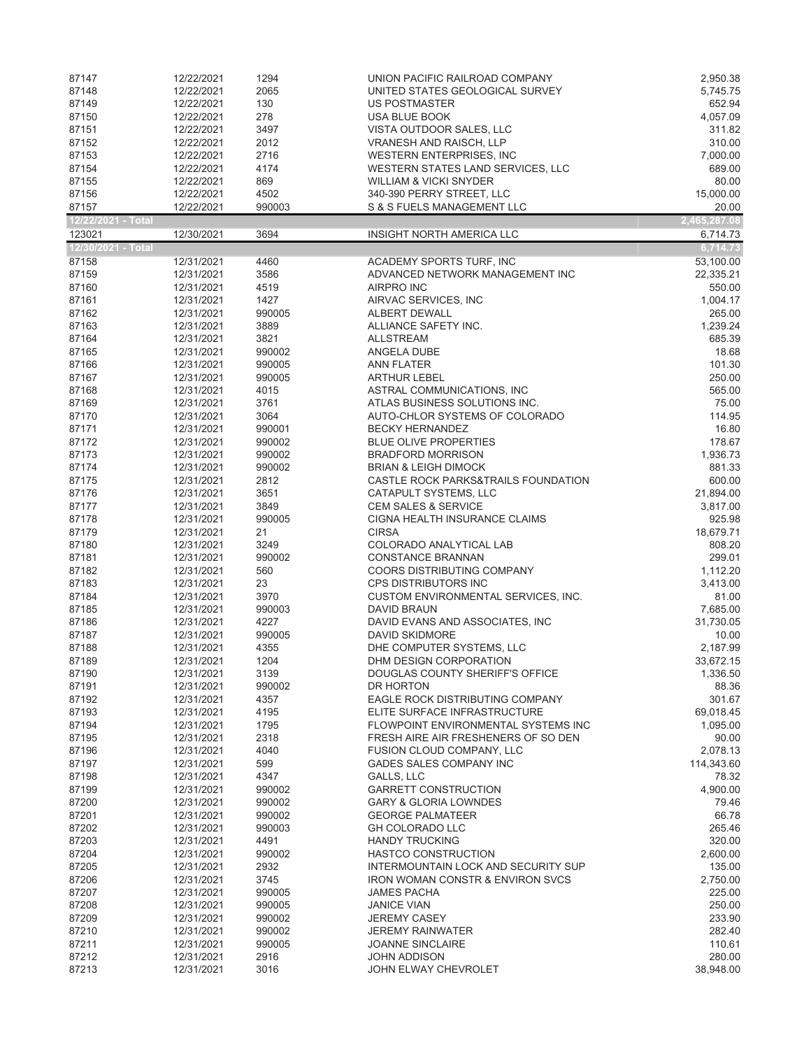| | | | | |
|---|---|---|---|---|
| 87147 | 12/22/2021 | 1294 | UNION PACIFIC RAILROAD COMPANY | 2,950.38 |
| 87148 | 12/22/2021 | 2065 | UNITED STATES GEOLOGICAL SURVEY | 5,745.75 |
| 87149 | 12/22/2021 | 130 | US POSTMASTER | 652.94 |
| 87150 | 12/22/2021 | 278 | USA BLUE BOOK | 4,057.09 |
| 87151 | 12/22/2021 | 3497 | VISTA OUTDOOR SALES, LLC | 311.82 |
| 87152 | 12/22/2021 | 2012 | VRANESH AND RAISCH, LLP | 310.00 |
| 87153 | 12/22/2021 | 2716 | WESTERN ENTERPRISES, INC | 7,000.00 |
| 87154 | 12/22/2021 | 4174 | WESTERN STATES LAND SERVICES, LLC | 689.00 |
| 87155 | 12/22/2021 | 869 | WILLIAM & VICKI SNYDER | 80.00 |
| 87156 | 12/22/2021 | 4502 | 340-390 PERRY STREET, LLC | 15,000.00 |
| 87157 | 12/22/2021 | 990003 | S & S FUELS MANAGEMENT LLC | 20.00 |
| **12/22/2021 - Total** | | | | **2,465,287.08** |
| 123021 | 12/30/2021 | 3694 | INSIGHT NORTH AMERICA LLC | 6,714.73 |
| **12/30/2021 - Total** | | | | **6,714.73** |
| 87158 | 12/31/2021 | 4460 | ACADEMY SPORTS TURF, INC | 53,100.00 |
| 87159 | 12/31/2021 | 3586 | ADVANCED NETWORK MANAGEMENT INC | 22,335.21 |
| 87160 | 12/31/2021 | 4519 | AIRPRO INC | 550.00 |
| 87161 | 12/31/2021 | 1427 | AIRVAC SERVICES, INC | 1,004.17 |
| 87162 | 12/31/2021 | 990005 | ALBERT DEWALL | 265.00 |
| 87163 | 12/31/2021 | 3889 | ALLIANCE SAFETY INC. | 1,239.24 |
| 87164 | 12/31/2021 | 3821 | ALLSTREAM | 685.39 |
| 87165 | 12/31/2021 | 990002 | ANGELA DUBE | 18.68 |
| 87166 | 12/31/2021 | 990005 | ANN FLATER | 101.30 |
| 87167 | 12/31/2021 | 990005 | ARTHUR LEBEL | 250.00 |
| 87168 | 12/31/2021 | 4015 | ASTRAL COMMUNICATIONS, INC | 565.00 |
| 87169 | 12/31/2021 | 3761 | ATLAS BUSINESS SOLUTIONS INC. | 75.00 |
| 87170 | 12/31/2021 | 3064 | AUTO-CHLOR SYSTEMS OF COLORADO | 114.95 |
| 87171 | 12/31/2021 | 990001 | BECKY HERNANDEZ | 16.80 |
| 87172 | 12/31/2021 | 990002 | BLUE OLIVE PROPERTIES | 178.67 |
| 87173 | 12/31/2021 | 990002 | BRADFORD MORRISON | 1,936.73 |
| 87174 | 12/31/2021 | 990002 | BRIAN & LEIGH DIMOCK | 881.33 |
| 87175 | 12/31/2021 | 2812 | CASTLE ROCK PARKS&TRAILS FOUNDATION | 600.00 |
| 87176 | 12/31/2021 | 3651 | CATAPULT SYSTEMS, LLC | 21,894.00 |
| 87177 | 12/31/2021 | 3849 | CEM SALES & SERVICE | 3,817.00 |
| 87178 | 12/31/2021 | 990005 | CIGNA HEALTH INSURANCE CLAIMS | 925.98 |
| 87179 | 12/31/2021 | 21 | CIRSA | 18,679.71 |
| 87180 | 12/31/2021 | 3249 | COLORADO ANALYTICAL LAB | 808.20 |
| 87181 | 12/31/2021 | 990002 | CONSTANCE BRANNAN | 299.01 |
| 87182 | 12/31/2021 | 560 | COORS DISTRIBUTING COMPANY | 1,112.20 |
| 87183 | 12/31/2021 | 23 | CPS DISTRIBUTORS INC | 3,413.00 |
| 87184 | 12/31/2021 | 3970 | CUSTOM ENVIRONMENTAL SERVICES, INC. | 81.00 |
| 87185 | 12/31/2021 | 990003 | DAVID BRAUN | 7,685.00 |
| 87186 | 12/31/2021 | 4227 | DAVID EVANS AND ASSOCIATES, INC | 31,730.05 |
| 87187 | 12/31/2021 | 990005 | DAVID SKIDMORE | 10.00 |
| 87188 | 12/31/2021 | 4355 | DHE COMPUTER SYSTEMS, LLC | 2,187.99 |
| 87189 | 12/31/2021 | 1204 | DHM DESIGN CORPORATION | 33,672.15 |
| 87190 | 12/31/2021 | 3139 | DOUGLAS COUNTY SHERIFF'S OFFICE | 1,336.50 |
| 87191 | 12/31/2021 | 990002 | DR HORTON | 88.36 |
| 87192 | 12/31/2021 | 4357 | EAGLE ROCK DISTRIBUTING COMPANY | 301.67 |
| 87193 | 12/31/2021 | 4195 | ELITE SURFACE INFRASTRUCTURE | 69,018.45 |
| 87194 | 12/31/2021 | 1795 | FLOWPOINT ENVIRONMENTAL SYSTEMS INC | 1,095.00 |
| 87195 | 12/31/2021 | 2318 | FRESH AIRE AIR FRESHENERS OF SO DEN | 90.00 |
| 87196 | 12/31/2021 | 4040 | FUSION CLOUD COMPANY, LLC | 2,078.13 |
| 87197 | 12/31/2021 | 599 | GADES SALES COMPANY INC | 114,343.60 |
| 87198 | 12/31/2021 | 4347 | GALLS, LLC | 78.32 |
| 87199 | 12/31/2021 | 990002 | GARRETT CONSTRUCTION | 4,900.00 |
| 87200 | 12/31/2021 | 990002 | GARY & GLORIA LOWNDES | 79.46 |
| 87201 | 12/31/2021 | 990002 | GEORGE PALMATEER | 66.78 |
| 87202 | 12/31/2021 | 990003 | GH COLORADO LLC | 265.46 |
| 87203 | 12/31/2021 | 4491 | HANDY TRUCKING | 320.00 |
| 87204 | 12/31/2021 | 990002 | HASTCO CONSTRUCTION | 2,600.00 |
| 87205 | 12/31/2021 | 2932 | INTERMOUNTAIN LOCK AND SECURITY SUP | 135.00 |
| 87206 | 12/31/2021 | 3745 | IRON WOMAN CONSTR & ENVIRON SVCS | 2,750.00 |
| 87207 | 12/31/2021 | 990005 | JAMES PACHA | 225.00 |
| 87208 | 12/31/2021 | 990005 | JANICE VIAN | 250.00 |
| 87209 | 12/31/2021 | 990002 | JEREMY CASEY | 233.90 |
| 87210 | 12/31/2021 | 990002 | JEREMY RAINWATER | 282.40 |
| 87211 | 12/31/2021 | 990005 | JOANNE SINCLAIRE | 110.61 |
| 87212 | 12/31/2021 | 2916 | JOHN ADDISON | 280.00 |
| 87213 | 12/31/2021 | 3016 | JOHN ELWAY CHEVROLET | 38,948.00 |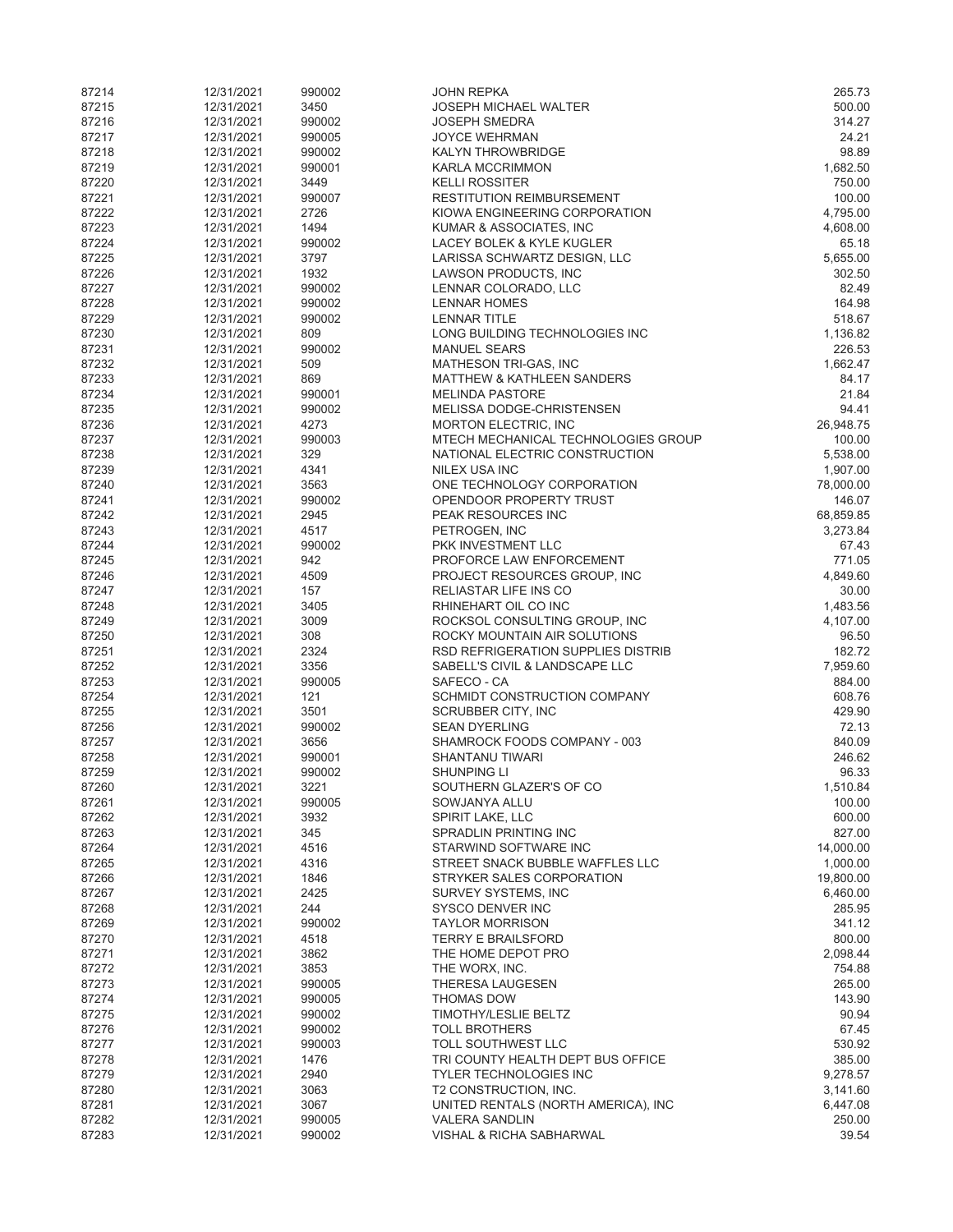| | | | | |
|---|---|---|---|---|
| 87214 | 12/31/2021 | 990002 | JOHN REPKA | 265.73 |
| 87215 | 12/31/2021 | 3450 | JOSEPH MICHAEL WALTER | 500.00 |
| 87216 | 12/31/2021 | 990002 | JOSEPH SMEDRA | 314.27 |
| 87217 | 12/31/2021 | 990005 | JOYCE WEHRMAN | 24.21 |
| 87218 | 12/31/2021 | 990002 | KALYN THROWBRIDGE | 98.89 |
| 87219 | 12/31/2021 | 990001 | KARLA MCCRIMMON | 1,682.50 |
| 87220 | 12/31/2021 | 3449 | KELLI ROSSITER | 750.00 |
| 87221 | 12/31/2021 | 990007 | RESTITUTION REIMBURSEMENT | 100.00 |
| 87222 | 12/31/2021 | 2726 | KIOWA ENGINEERING CORPORATION | 4,795.00 |
| 87223 | 12/31/2021 | 1494 | KUMAR & ASSOCIATES, INC | 4,608.00 |
| 87224 | 12/31/2021 | 990002 | LACEY BOLEK & KYLE KUGLER | 65.18 |
| 87225 | 12/31/2021 | 3797 | LARISSA SCHWARTZ DESIGN, LLC | 5,655.00 |
| 87226 | 12/31/2021 | 1932 | LAWSON PRODUCTS, INC | 302.50 |
| 87227 | 12/31/2021 | 990002 | LENNAR COLORADO, LLC | 82.49 |
| 87228 | 12/31/2021 | 990002 | LENNAR HOMES | 164.98 |
| 87229 | 12/31/2021 | 990002 | LENNAR TITLE | 518.67 |
| 87230 | 12/31/2021 | 809 | LONG BUILDING TECHNOLOGIES INC | 1,136.82 |
| 87231 | 12/31/2021 | 990002 | MANUEL SEARS | 226.53 |
| 87232 | 12/31/2021 | 509 | MATHESON TRI-GAS, INC | 1,662.47 |
| 87233 | 12/31/2021 | 869 | MATTHEW & KATHLEEN SANDERS | 84.17 |
| 87234 | 12/31/2021 | 990001 | MELINDA PASTORE | 21.84 |
| 87235 | 12/31/2021 | 990002 | MELISSA DODGE-CHRISTENSEN | 94.41 |
| 87236 | 12/31/2021 | 4273 | MORTON ELECTRIC, INC | 26,948.75 |
| 87237 | 12/31/2021 | 990003 | MTECH MECHANICAL TECHNOLOGIES GROUP | 100.00 |
| 87238 | 12/31/2021 | 329 | NATIONAL ELECTRIC CONSTRUCTION | 5,538.00 |
| 87239 | 12/31/2021 | 4341 | NILEX USA INC | 1,907.00 |
| 87240 | 12/31/2021 | 3563 | ONE TECHNOLOGY CORPORATION | 78,000.00 |
| 87241 | 12/31/2021 | 990002 | OPENDOOR PROPERTY TRUST | 146.07 |
| 87242 | 12/31/2021 | 2945 | PEAK RESOURCES INC | 68,859.85 |
| 87243 | 12/31/2021 | 4517 | PETROGEN, INC | 3,273.84 |
| 87244 | 12/31/2021 | 990002 | PKK INVESTMENT LLC | 67.43 |
| 87245 | 12/31/2021 | 942 | PROFORCE LAW ENFORCEMENT | 771.05 |
| 87246 | 12/31/2021 | 4509 | PROJECT RESOURCES GROUP, INC | 4,849.60 |
| 87247 | 12/31/2021 | 157 | RELIASTAR LIFE INS CO | 30.00 |
| 87248 | 12/31/2021 | 3405 | RHINEHART OIL CO INC | 1,483.56 |
| 87249 | 12/31/2021 | 3009 | ROCKSOL CONSULTING GROUP, INC | 4,107.00 |
| 87250 | 12/31/2021 | 308 | ROCKY MOUNTAIN AIR SOLUTIONS | 96.50 |
| 87251 | 12/31/2021 | 2324 | RSD REFRIGERATION SUPPLIES DISTRIB | 182.72 |
| 87252 | 12/31/2021 | 3356 | SABELL'S CIVIL & LANDSCAPE LLC | 7,959.60 |
| 87253 | 12/31/2021 | 990005 | SAFECO - CA | 884.00 |
| 87254 | 12/31/2021 | 121 | SCHMIDT CONSTRUCTION COMPANY | 608.76 |
| 87255 | 12/31/2021 | 3501 | SCRUBBER CITY, INC | 429.90 |
| 87256 | 12/31/2021 | 990002 | SEAN DYERLING | 72.13 |
| 87257 | 12/31/2021 | 3656 | SHAMROCK FOODS COMPANY - 003 | 840.09 |
| 87258 | 12/31/2021 | 990001 | SHANTANU TIWARI | 246.62 |
| 87259 | 12/31/2021 | 990002 | SHUNPING LI | 96.33 |
| 87260 | 12/31/2021 | 3221 | SOUTHERN GLAZER'S OF CO | 1,510.84 |
| 87261 | 12/31/2021 | 990005 | SOWJANYA ALLU | 100.00 |
| 87262 | 12/31/2021 | 3932 | SPIRIT LAKE, LLC | 600.00 |
| 87263 | 12/31/2021 | 345 | SPRADLIN PRINTING INC | 827.00 |
| 87264 | 12/31/2021 | 4516 | STARWIND SOFTWARE INC | 14,000.00 |
| 87265 | 12/31/2021 | 4316 | STREET SNACK BUBBLE WAFFLES LLC | 1,000.00 |
| 87266 | 12/31/2021 | 1846 | STRYKER SALES CORPORATION | 19,800.00 |
| 87267 | 12/31/2021 | 2425 | SURVEY SYSTEMS, INC | 6,460.00 |
| 87268 | 12/31/2021 | 244 | SYSCO DENVER INC | 285.95 |
| 87269 | 12/31/2021 | 990002 | TAYLOR MORRISON | 341.12 |
| 87270 | 12/31/2021 | 4518 | TERRY E BRAILSFORD | 800.00 |
| 87271 | 12/31/2021 | 3862 | THE HOME DEPOT PRO | 2,098.44 |
| 87272 | 12/31/2021 | 3853 | THE WORX, INC. | 754.88 |
| 87273 | 12/31/2021 | 990005 | THERESA LAUGESEN | 265.00 |
| 87274 | 12/31/2021 | 990005 | THOMAS DOW | 143.90 |
| 87275 | 12/31/2021 | 990002 | TIMOTHY/LESLIE BELTZ | 90.94 |
| 87276 | 12/31/2021 | 990002 | TOLL BROTHERS | 67.45 |
| 87277 | 12/31/2021 | 990003 | TOLL SOUTHWEST LLC | 530.92 |
| 87278 | 12/31/2021 | 1476 | TRI COUNTY HEALTH DEPT BUS OFFICE | 385.00 |
| 87279 | 12/31/2021 | 2940 | TYLER TECHNOLOGIES INC | 9,278.57 |
| 87280 | 12/31/2021 | 3063 | T2 CONSTRUCTION, INC. | 3,141.60 |
| 87281 | 12/31/2021 | 3067 | UNITED RENTALS (NORTH AMERICA), INC | 6,447.08 |
| 87282 | 12/31/2021 | 990005 | VALERA SANDLIN | 250.00 |
| 87283 | 12/31/2021 | 990002 | VISHAL & RICHA SABHARWAL | 39.54 |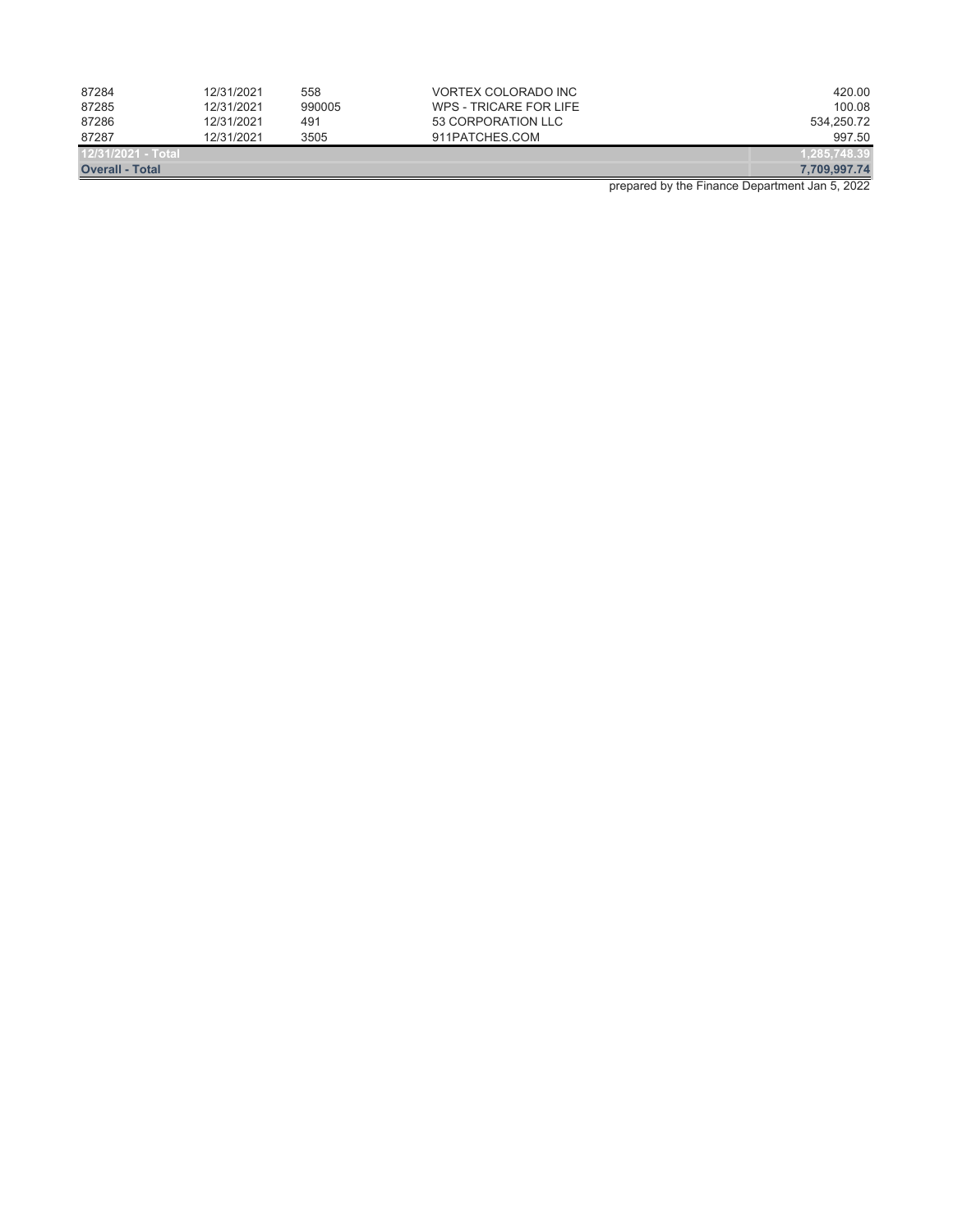| | | | | |
|---|---|---|---|---|
| 87284 | 12/31/2021 | 558 | VORTEX COLORADO INC | 420.00 |
| 87285 | 12/31/2021 | 990005 | WPS - TRICARE FOR LIFE | 100.08 |
| 87286 | 12/31/2021 | 491 | 53 CORPORATION LLC | 534,250.72 |
| 87287 | 12/31/2021 | 3505 | 911PATCHES.COM | 997.50 |
| **12/31/2021 - Total** | | | | **1,285,748.39** |
| **Overall - Total** | | | | **7,709,997.74** |

prepared by the Finance Department Jan 5, 2022